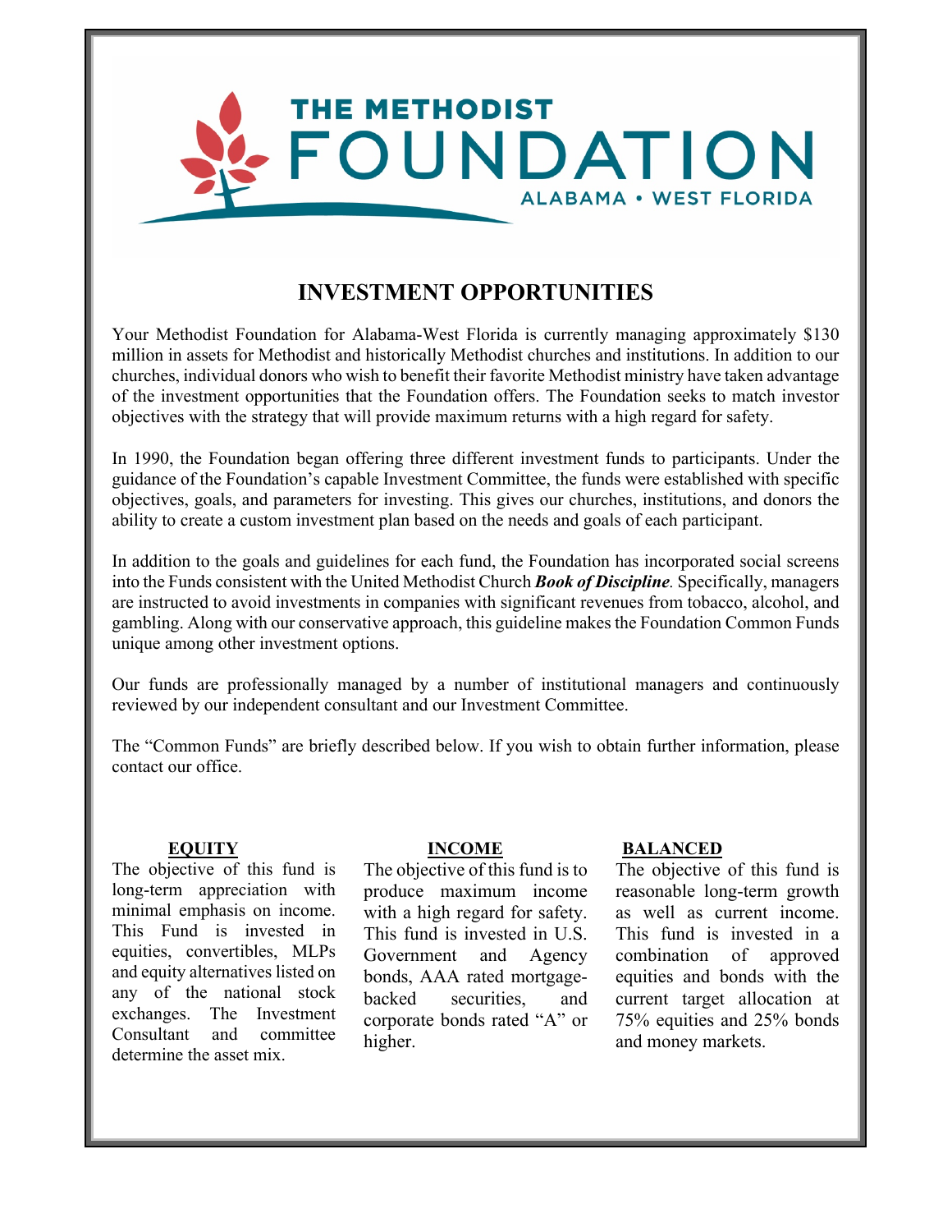THE METHODIST FOUNDATION

ALABAMA • WEST FLORIDA

# INVESTMENT OPPORTUNITIES

Your Methodist Foundation for Alabama-West Florida is currently managing approximately $130 million in assets for Methodist and historically Methodist churches and institutions. In addition to our churches, individual donors who wish to benefit their favorite Methodist ministry have taken advantage of the investment opportunities that the Foundation offers. The Foundation seeks to match investor objectives with the strategy that will provide maximum returns with a high regard for safety.

In 1990, the Foundation began offering three different investment funds to participants. Under the guidance of the Foundation's capable Investment Committee, the funds were established with specific objectives, goals, and parameters for investing. This gives our churches, institutions, and donors the ability to create a custom investment plan based on the needs and goals of each participant.

In addition to the goals and guidelines for each fund, the Foundation has incorporated social screens into the Funds consistent with the United Methodist Church ***Book of Discipline***. Specifically, managers are instructed to avoid investments in companies with significant revenues from tobacco, alcohol, and gambling. Along with our conservative approach, this guideline makes the Foundation Common Funds unique among other investment options.

Our funds are professionally managed by a number of institutional managers and continuously reviewed by our independent consultant and our Investment Committee.

The "Common Funds" are briefly described below. If you wish to obtain further information, please contact our office.

### EQUITY

The objective of this fund is long-term appreciation with minimal emphasis on income. This Fund is invested in equities, convertibles, MLPs and equity alternatives listed on any of the national stock exchanges. The Investment Consultant and committee determine the asset mix.

### INCOME

The objective of this fund is to produce maximum income with a high regard for safety. This fund is invested in U.S. Government and Agency bonds, AAA rated mortgage-backed securities, and corporate bonds rated "A" or higher.

### BALANCED

The objective of this fund is reasonable long-term growth as well as current income. This fund is invested in a combination of approved equities and bonds with the current target allocation at 75% equities and 25% bonds and money markets.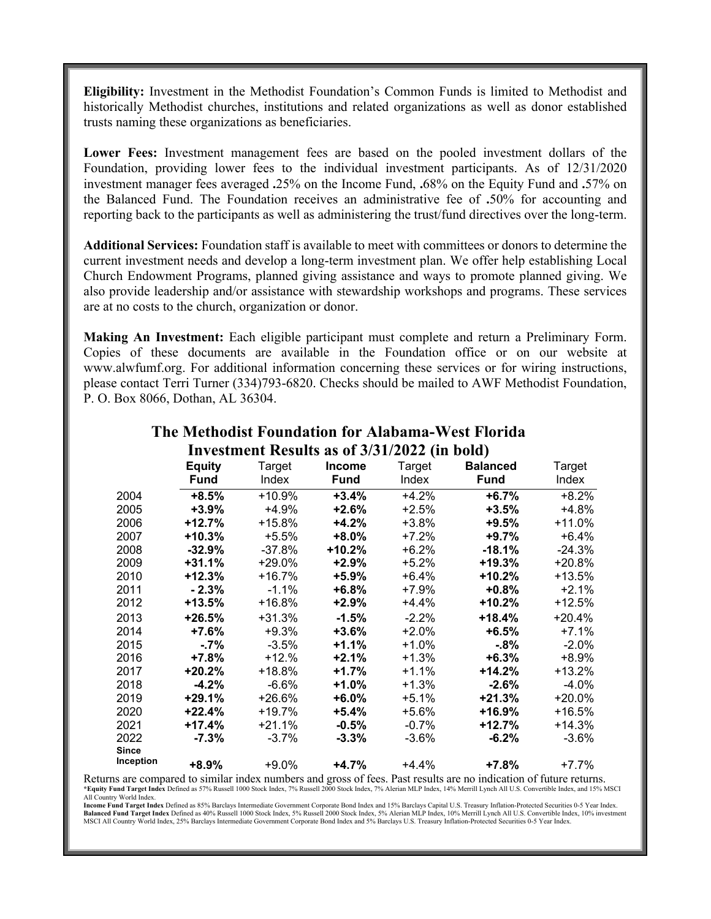**Eligibility:** Investment in the Methodist Foundation's Common Funds is limited to Methodist and historically Methodist churches, institutions and related organizations as well as donor established trusts naming these organizations as beneficiaries.

**Lower Fees:** Investment management fees are based on the pooled investment dollars of the Foundation, providing lower fees to the individual investment participants. As of 12/31/2020 investment manager fees averaged **.**25% on the Income Fund, **.**68% on the Equity Fund and **.**57% on the Balanced Fund. The Foundation receives an administrative fee of **.**50% for accounting and reporting back to the participants as well as administering the trust/fund directives over the long-term.

**Additional Services:** Foundation staff is available to meet with committees or donors to determine the current investment needs and develop a long-term investment plan. We offer help establishing Local Church Endowment Programs, planned giving assistance and ways to promote planned giving. We also provide leadership and/or assistance with stewardship workshops and programs. These services are at no costs to the church, organization or donor.

**Making An Investment:** Each eligible participant must complete and return a Preliminary Form. Copies of these documents are available in the Foundation office or on our website at www.alwfumf.org. For additional information concerning these services or for wiring instructions, please contact Terri Turner (334)793-6820. Checks should be mailed to AWF Methodist Foundation, P. O. Box 8066, Dothan, AL 36304.

## The Methodist Foundation for Alabama-West Florida Investment Results as of 3/31/2022 (in bold)

| | **Equity Fund** | Target Index | **Income Fund** | Target Index | **Balanced Fund** | Target Index |
|---|---|---|---|---|---|---|
| 2004 | **+8.5%** | +10.9% | **+3.4%** | +4.2% | **+6.7%** | +8.2% |
| 2005 | **+3.9%** | +4.9% | **+2.6%** | +2.5% | **+3.5%** | +4.8% |
| 2006 | **+12.7%** | +15.8% | **+4.2%** | +3.8% | **+9.5%** | +11.0% |
| 2007 | **+10.3%** | +5.5% | **+8.0%** | +7.2% | **+9.7%** | +6.4% |
| 2008 | **-32.9%** | -37.8% | **+10.2%** | +6.2% | **-18.1%** | -24.3% |
| 2009 | **+31.1%** | +29.0% | **+2.9%** | +5.2% | **+19.3%** | +20.8% |
| 2010 | **+12.3%** | +16.7% | **+5.9%** | +6.4% | **+10.2%** | +13.5% |
| 2011 | **- 2.3%** | -1.1% | **+6.8%** | +7.9% | **+0.8%** | +2.1% |
| 2012 | **+13.5%** | +16.8% | **+2.9%** | +4.4% | **+10.2%** | +12.5% |
| 2013 | **+26.5%** | +31.3% | **-1.5%** | -2.2% | **+18.4%** | +20.4% |
| 2014 | **+7.6%** | +9.3% | **+3.6%** | +2.0% | **+6.5%** | +7.1% |
| 2015 | **-.7%** | -3.5% | **+1.1%** | +1.0% | **-.8%** | -2.0% |
| 2016 | **+7.8%** | +12.% | **+2.1%** | +1.3% | **+6.3%** | +8.9% |
| 2017 | **+20.2%** | +18.8% | **+1.7%** | +1.1% | **+14.2%** | +13.2% |
| 2018 | **-4.2%** | -6.6% | **+1.0%** | +1.3% | **-2.6%** | -4.0% |
| 2019 | **+29.1%** | +26.6% | **+6.0%** | +5.1% | **+21.3%** | +20.0% |
| 2020 | **+22.4%** | +19.7% | **+5.4%** | +5.6% | **+16.9%** | +16.5% |
| 2021 | **+17.4%** | +21.1% | **-0.5%** | -0.7% | **+12.7%** | +14.3% |
| 2022 | **-7.3%** | -3.7% | **-3.3%** | -3.6% | **-6.2%** | -3.6% |
| **Since Inception** | **+8.9%** | +9.0% | **+4.7%** | +4.4% | **+7.8%** | +7.7% |

Returns are compared to similar index numbers and gross of fees. Past results are no indication of future returns.

***Equity Fund Target Index** Defined as 57% Russell 1000 Stock Index, 7% Russell 2000 Stock Index, 7% Alerian MLP Index, 14% Merrill Lynch All U.S. Convertible Index, and 15% MSCI All Country World Index.

**Income Fund Target Index** Defined as 85% Barclays Intermediate Government Corporate Bond Index and 15% Barclays Capital U.S. Treasury Inflation-Protected Securities 0-5 Year Index.

**Balanced Fund Target Index** Defined as 40% Russell 1000 Stock Index, 5% Russell 2000 Stock Index, 5% Alerian MLP Index, 10% Merrill Lynch All U.S. Convertible Index, 10% investment MSCI All Country World Index, 25% Barclays Intermediate Government Corporate Bond Index and 5% Barclays U.S. Treasury Inflation-Protected Securities 0-5 Year Index.